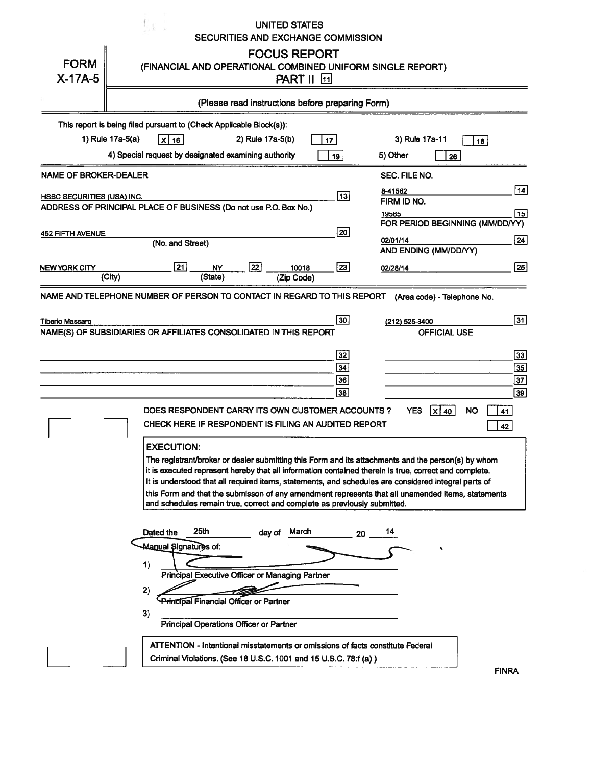UNITED STATES
SECURITIES AND EXCHANGE COMMISSION

# FORM X-17A-5

## FOCUS REPORT
(FINANCIAL AND OPERATIONAL COMBINED UNIFORM SINGLE REPORT)
PART II [11]

(Please read instructions before preparing Form)

This report is being filed pursuant to (Check Applicable Block(s)):

1) Rule 17a-5(a) [X] [16]    2) Rule 17a-5(b) [ ] [17]    3) Rule 17a-11 [ ] [18]

4) Special request by designated examining authority [ ] [19]    5) Other [ ] [26]

| NAME OF BROKER-DEALER | | SEC. FILE NO. | |
|---|---|---|---|
| HSBC SECURITIES (USA) INC. | [13] | 8-41562 | [14] |
| ADDRESS OF PRINCIPAL PLACE OF BUSINESS (Do not use P.O. Box No.) | | FIRM ID NO. | |
| | | 19585 | [15] |
| | | FOR PERIOD BEGINNING (MM/DD/YY) | |
| 452 FIFTH AVENUE (No. and Street) | [20] | 02/01/14 | [24] |
| | | AND ENDING (MM/DD/YY) | |
| NEW YORK CITY (City) [21] NY (State) [22] 10018 (Zip Code) | [23] | 02/28/14 | [25] |

NAME AND TELEPHONE NUMBER OF PERSON TO CONTACT IN REGARD TO THIS REPORT (Area code) - Telephone No.

| | | | |
|---|---|---|---|
| Tiberio Massaro | [30] | (212) 525-3400 | [31] |

| NAME(S) OF SUBSIDIARIES OR AFFILIATES CONSOLIDATED IN THIS REPORT | | OFFICIAL USE | |
|---|---|---|---|
| | [32] | | [33] |
| | [34] | | [35] |
| | [36] | | [37] |
| | [38] | | [39] |

DOES RESPONDENT CARRY ITS OWN CUSTOMER ACCOUNTS? YES [X] [40] NO [ ] [41]

CHECK HERE IF RESPONDENT IS FILING AN AUDITED REPORT [ ] [42]

**EXECUTION:**

The registrant/broker or dealer submitting this Form and its attachments and the person(s) by whom it is executed represent hereby that all information contained therein is true, correct and complete. It is understood that all required items, statements, and schedules are considered integral parts of this Form and that the submisson of any amendment represents that all unamended items, statements and schedules remain true, correct and complete as previously submitted.

Dated the 25th day of March 20 14

Manual Signatures of:

1) ______________________________
Principal Executive Officer or Managing Partner

2) ______________________________
Principal Financial Officer or Partner

3) ______________________________
Principal Operations Officer or Partner

ATTENTION - Intentional misstatements or omissions of facts constitute Federal Criminal Violations. (See 18 U.S.C. 1001 and 15 U.S.C. 78:f (a) )

FINRA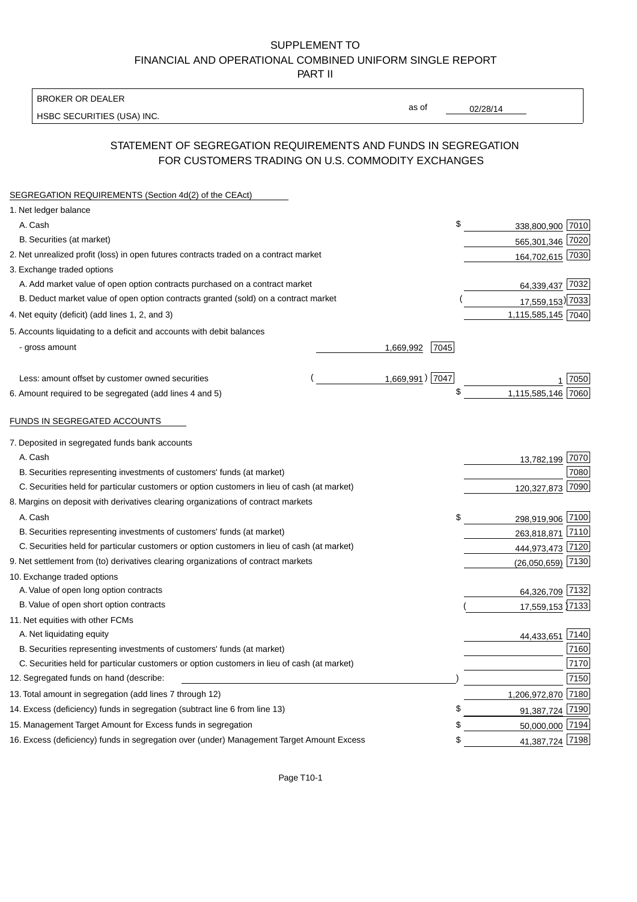SUPPLEMENT TO
FINANCIAL AND OPERATIONAL COMBINED UNIFORM SINGLE REPORT
PART II

BROKER OR DEALER
HSBC SECURITIES (USA) INC.

as of 02/28/14

## STATEMENT OF SEGREGATION REQUIREMENTS AND FUNDS IN SEGREGATION FOR CUSTOMERS TRADING ON U.S. COMMODITY EXCHANGES

SEGREGATION REQUIREMENTS (Section 4d(2) of the CEAct)

| | | | | |
|---|---|---|---|---|
| 1. Net ledger balance | | | | |
| A. Cash | | | $ 338,800,900 | 7010 |
| B. Securities (at market) | | | 565,301,346 | 7020 |
| 2. Net unrealized profit (loss) in open futures contracts traded on a contract market | | | 164,702,615 | 7030 |
| 3. Exchange traded options | | | | |
| A. Add market value of open option contracts purchased on a contract market | | | 64,339,437 | 7032 |
| B. Deduct market value of open option contracts granted (sold) on a contract market | | | (17,559,153) | 7033 |
| 4. Net equity (deficit) (add lines 1, 2, and 3) | | | 1,115,585,145 | 7040 |
| 5. Accounts liquidating to a deficit and accounts with debit balances | | | | |
| - gross amount | 1,669,992 | 7045 | | |
| Less: amount offset by customer owned securities | (1,669,991) | 7047 | 1 | 7050 |
| 6. Amount required to be segregated (add lines 4 and 5) | | | $ 1,115,585,146 | 7060 |

FUNDS IN SEGREGATED ACCOUNTS

| | | |
|---|---|---|
| 7. Deposited in segregated funds bank accounts | | |
| A. Cash | 13,782,199 | 7070 |
| B. Securities representing investments of customers' funds (at market) | | 7080 |
| C. Securities held for particular customers or option customers in lieu of cash (at market) | 120,327,873 | 7090 |
| 8. Margins on deposit with derivatives clearing organizations of contract markets | | |
| A. Cash | $ 298,919,906 | 7100 |
| B. Securities representing investments of customers' funds (at market) | 263,818,871 | 7110 |
| C. Securities held for particular customers or option customers in lieu of cash (at market) | 444,973,473 | 7120 |
| 9. Net settlement from (to) derivatives clearing organizations of contract markets | (26,050,659) | 7130 |
| 10. Exchange traded options | | |
| A. Value of open long option contracts | 64,326,709 | 7132 |
| B. Value of open short option contracts | (17,559,153) | 7133 |
| 11. Net equities with other FCMs | | |
| A. Net liquidating equity | 44,433,651 | 7140 |
| B. Securities representing investments of customers' funds (at market) | | 7160 |
| C. Securities held for particular customers or option customers in lieu of cash (at market) | | 7170 |
| 12. Segregated funds on hand (describe: ) | | 7150 |
| 13. Total amount in segregation (add lines 7 through 12) | 1,206,972,870 | 7180 |
| 14. Excess (deficiency) funds in segregation (subtract line 6 from line 13) | $ 91,387,724 | 7190 |
| 15. Management Target Amount for Excess funds in segregation | $ 50,000,000 | 7194 |
| 16. Excess (deficiency) funds in segregation over (under) Management Target Amount Excess | $ 41,387,724 | 7198 |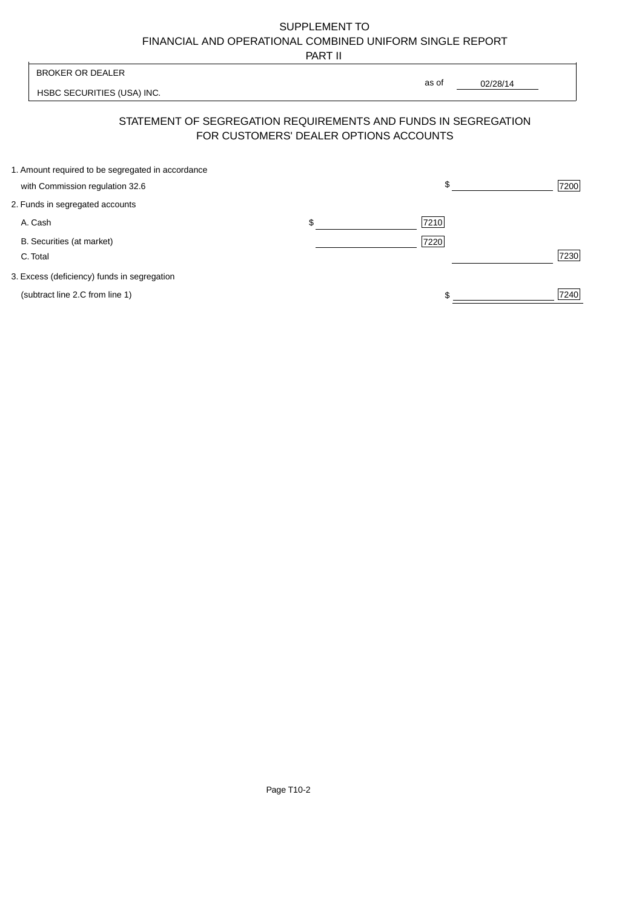SUPPLEMENT TO
FINANCIAL AND OPERATIONAL COMBINED UNIFORM SINGLE REPORT
PART II

| BROKER OR DEALER | |
|---|---|
| HSBC SECURITIES (USA) INC. | as of 02/28/14 |

## STATEMENT OF SEGREGATION REQUIREMENTS AND FUNDS IN SEGREGATION FOR CUSTOMERS' DEALER OPTIONS ACCOUNTS

| | | | | |
|---|---|---|---|---|
| 1. Amount required to be segregated in accordance with Commission regulation 32.6 | | | $ | 7200 |
| 2. Funds in segregated accounts | | | | |
| A. Cash | $ | 7210 | | |
| B. Securities (at market) | | 7220 | | |
| C. Total | | | | 7230 |
| 3. Excess (deficiency) funds in segregation (subtract line 2.C from line 1) | | | $ | 7240 |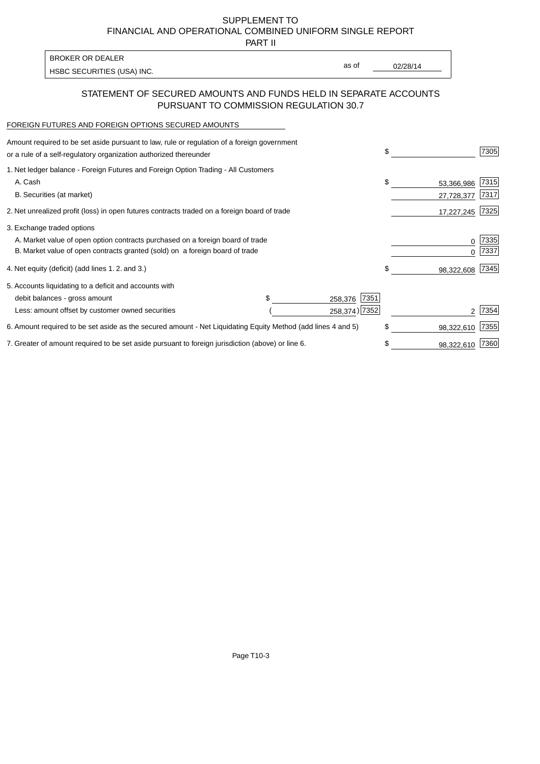SUPPLEMENT TO
FINANCIAL AND OPERATIONAL COMBINED UNIFORM SINGLE REPORT
PART II

BROKER OR DEALER
HSBC SECURITIES (USA) INC.

as of 02/28/14

## STATEMENT OF SECURED AMOUNTS AND FUNDS HELD IN SEPARATE ACCOUNTS PURSUANT TO COMMISSION REGULATION 30.7

FOREIGN FUTURES AND FOREIGN OPTIONS SECURED AMOUNTS

| | | | | |
|---|---|---|---|---|
| Amount required to be set aside pursuant to law, rule or regulation of a foreign government or a rule of a self-regulatory organization authorized thereunder | | | $ | 7305 |
| 1. Net ledger balance - Foreign Futures and Foreign Option Trading - All Customers | | | | |
| A. Cash | | | $ 53,366,986 | 7315 |
| B. Securities (at market) | | | 27,728,377 | 7317 |
| 2. Net unrealized profit (loss) in open futures contracts traded on a foreign board of trade | | | 17,227,245 | 7325 |
| 3. Exchange traded options | | | | |
| A. Market value of open option contracts purchased on a foreign board of trade | | | 0 | 7335 |
| B. Market value of open contracts granted (sold) on a foreign board of trade | | | 0 | 7337 |
| 4. Net equity (deficit) (add lines 1. 2. and 3.) | | | $ 98,322,608 | 7345 |
| 5. Accounts liquidating to a deficit and accounts with | | | | |
| debit balances - gross amount | $ 258,376 | 7351 | | |
| Less: amount offset by customer owned securities | ( 258,374) | 7352 | 2 | 7354 |
| 6. Amount required to be set aside as the secured amount - Net Liquidating Equity Method (add lines 4 and 5) | | | $ 98,322,610 | 7355 |
| 7. Greater of amount required to be set aside pursuant to foreign jurisdiction (above) or line 6. | | | $ 98,322,610 | 7360 |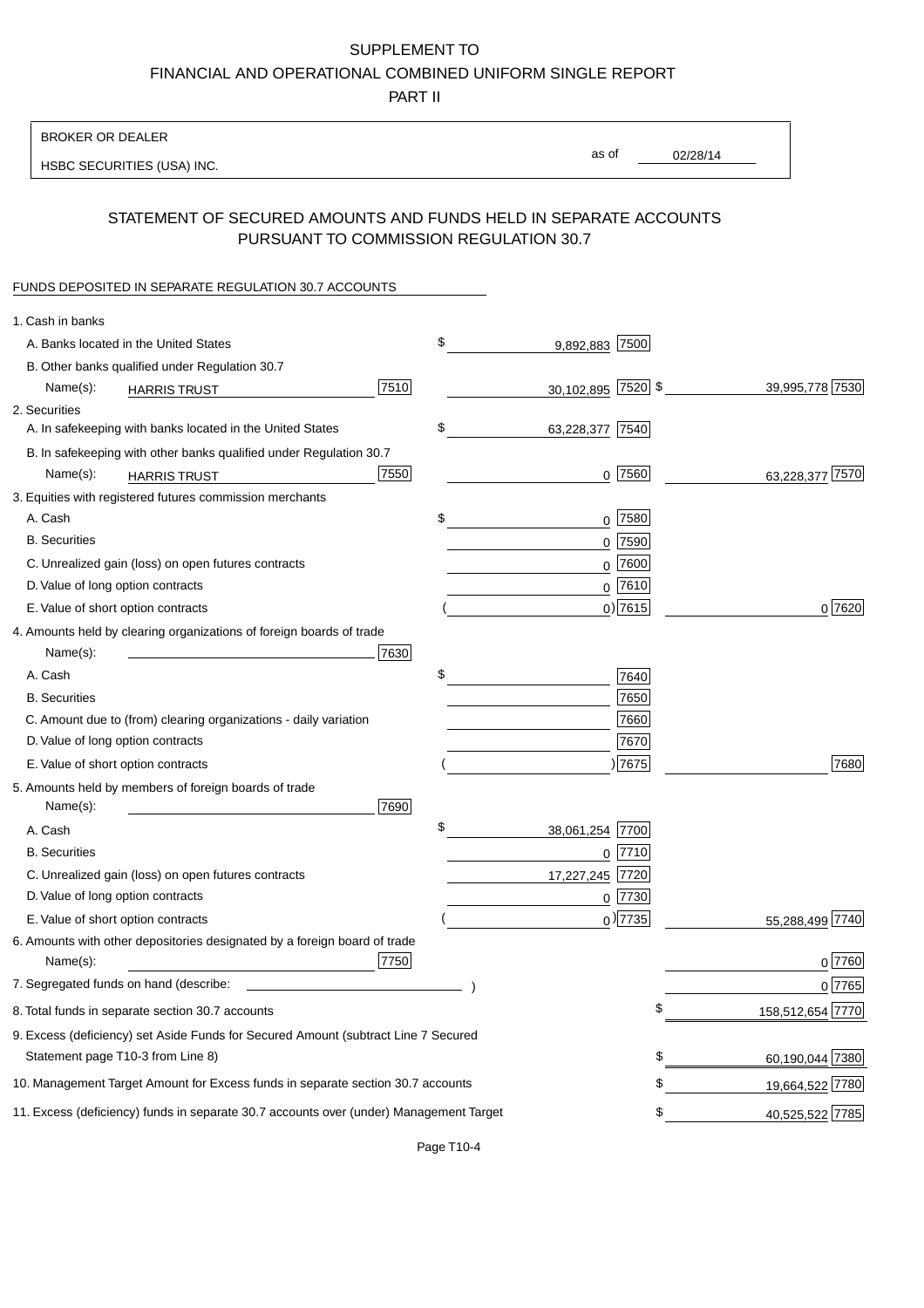SUPPLEMENT TO

FINANCIAL AND OPERATIONAL COMBINED UNIFORM SINGLE REPORT

PART II

BROKER OR DEALER

HSBC SECURITIES (USA) INC.

as of 02/28/14

## STATEMENT OF SECURED AMOUNTS AND FUNDS HELD IN SEPARATE ACCOUNTS PURSUANT TO COMMISSION REGULATION 30.7

FUNDS DEPOSITED IN SEPARATE REGULATION 30.7 ACCOUNTS

| | | | |
|---|---|---|---|
| 1. Cash in banks | | | |
| A. Banks located in the United States | | $ 9,892,883 [7500] | |
| B. Other banks qualified under Regulation 30.7 | | | |
| Name(s): HARRIS TRUST | [7510] | 30,102,895 [7520] | $ 39,995,778 [7530] |
| 2. Securities | | | |
| A. In safekeeping with banks located in the United States | | $ 63,228,377 [7540] | |
| B. In safekeeping with other banks qualified under Regulation 30.7 | | | |
| Name(s): HARRIS TRUST | [7550] | 0 [7560] | 63,228,377 [7570] |
| 3. Equities with registered futures commission merchants | | | |
| A. Cash | | $ 0 [7580] | |
| B. Securities | | 0 [7590] | |
| C. Unrealized gain (loss) on open futures contracts | | 0 [7600] | |
| D. Value of long option contracts | | 0 [7610] | |
| E. Value of short option contracts | | ( 0) [7615] | 0 [7620] |
| 4. Amounts held by clearing organizations of foreign boards of trade | | | |
| Name(s): | [7630] | | |
| A. Cash | | $ [7640] | |
| B. Securities | | [7650] | |
| C. Amount due to (from) clearing organizations - daily variation | | [7660] | |
| D. Value of long option contracts | | [7670] | |
| E. Value of short option contracts | | ( ) [7675] | [7680] |
| 5. Amounts held by members of foreign boards of trade | | | |
| Name(s): | [7690] | | |
| A. Cash | | $ 38,061,254 [7700] | |
| B. Securities | | 0 [7710] | |
| C. Unrealized gain (loss) on open futures contracts | | 17,227,245 [7720] | |
| D. Value of long option contracts | | 0 [7730] | |
| E. Value of short option contracts | | ( 0) [7735] | 55,288,499 [7740] |
| 6. Amounts with other depositories designated by a foreign board of trade | | | |
| Name(s): | [7750] | | 0 [7760] |
| 7. Segregated funds on hand (describe: ) | | | 0 [7765] |
| 8. Total funds in separate section 30.7 accounts | | | $ 158,512,654 [7770] |
| 9. Excess (deficiency) set Aside Funds for Secured Amount (subtract Line 7 Secured Statement page T10-3 from Line 8) | | | $ 60,190,044 [7380] |
| 10. Management Target Amount for Excess funds in separate section 30.7 accounts | | | $ 19,664,522 [7780] |
| 11. Excess (deficiency) funds in separate 30.7 accounts over (under) Management Target | | | $ 40,525,522 [7785] |

Page T10-4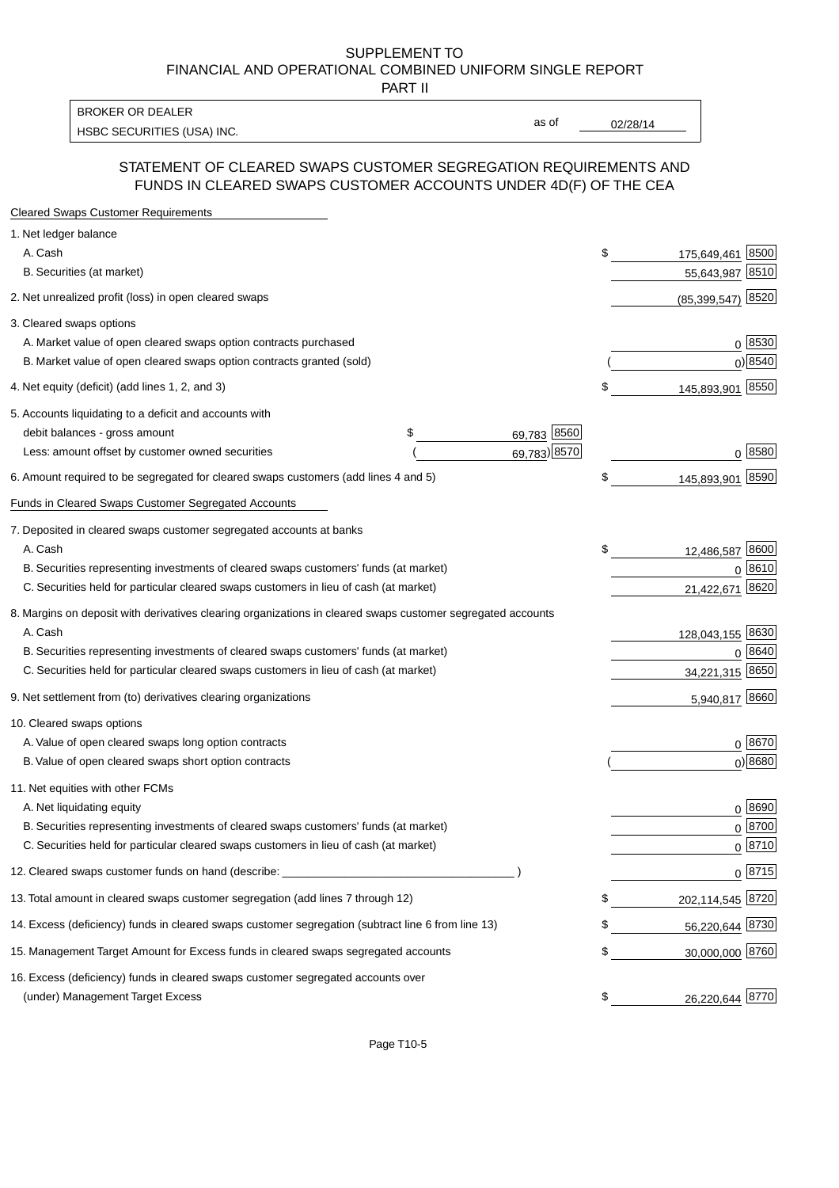SUPPLEMENT TO
FINANCIAL AND OPERATIONAL COMBINED UNIFORM SINGLE REPORT
PART II

BROKER OR DEALER
HSBC SECURITIES (USA) INC.

as of 02/28/14

## STATEMENT OF CLEARED SWAPS CUSTOMER SEGREGATION REQUIREMENTS AND FUNDS IN CLEARED SWAPS CUSTOMER ACCOUNTS UNDER 4D(F) OF THE CEA

**Cleared Swaps Customer Requirements**

| | | | | |
|---|---|---|---|---|
| 1. Net ledger balance | | | | |
| A. Cash | | | $ 175,649,461 | 8500 |
| B. Securities (at market) | | | 55,643,987 | 8510 |
| 2. Net unrealized profit (loss) in open cleared swaps | | | (85,399,547) | 8520 |
| 3. Cleared swaps options | | | | |
| A. Market value of open cleared swaps option contracts purchased | | | 0 | 8530 |
| B. Market value of open cleared swaps option contracts granted (sold) | | | ( 0) | 8540 |
| 4. Net equity (deficit) (add lines 1, 2, and 3) | | | $ 145,893,901 | 8550 |
| 5. Accounts liquidating to a deficit and accounts with | | | | |
| debit balances - gross amount | $ 69,783 | 8560 | | |
| Less: amount offset by customer owned securities | ( 69,783) | 8570 | 0 | 8580 |
| 6. Amount required to be segregated for cleared swaps customers (add lines 4 and 5) | | | $ 145,893,901 | 8590 |

**Funds in Cleared Swaps Customer Segregated Accounts**

| | | |
|---|---|---|
| 7. Deposited in cleared swaps customer segregated accounts at banks | | |
| A. Cash | $ 12,486,587 | 8600 |
| B. Securities representing investments of cleared swaps customers' funds (at market) | 0 | 8610 |
| C. Securities held for particular cleared swaps customers in lieu of cash (at market) | 21,422,671 | 8620 |
| 8. Margins on deposit with derivatives clearing organizations in cleared swaps customer segregated accounts | | |
| A. Cash | 128,043,155 | 8630 |
| B. Securities representing investments of cleared swaps customers' funds (at market) | 0 | 8640 |
| C. Securities held for particular cleared swaps customers in lieu of cash (at market) | 34,221,315 | 8650 |
| 9. Net settlement from (to) derivatives clearing organizations | 5,940,817 | 8660 |
| 10. Cleared swaps options | | |
| A. Value of open cleared swaps long option contracts | 0 | 8670 |
| B. Value of open cleared swaps short option contracts | ( 0) | 8680 |
| 11. Net equities with other FCMs | | |
| A. Net liquidating equity | 0 | 8690 |
| B. Securities representing investments of cleared swaps customers' funds (at market) | 0 | 8700 |
| C. Securities held for particular cleared swaps customers in lieu of cash (at market) | 0 | 8710 |
| 12. Cleared swaps customer funds on hand (describe: ______________________ ) | 0 | 8715 |
| 13. Total amount in cleared swaps customer segregation (add lines 7 through 12) | $ 202,114,545 | 8720 |
| 14. Excess (deficiency) funds in cleared swaps customer segregation (subtract line 6 from line 13) | $ 56,220,644 | 8730 |
| 15. Management Target Amount for Excess funds in cleared swaps segregated accounts | $ 30,000,000 | 8760 |
| 16. Excess (deficiency) funds in cleared swaps customer segregated accounts over (under) Management Target Excess | $ 26,220,644 | 8770 |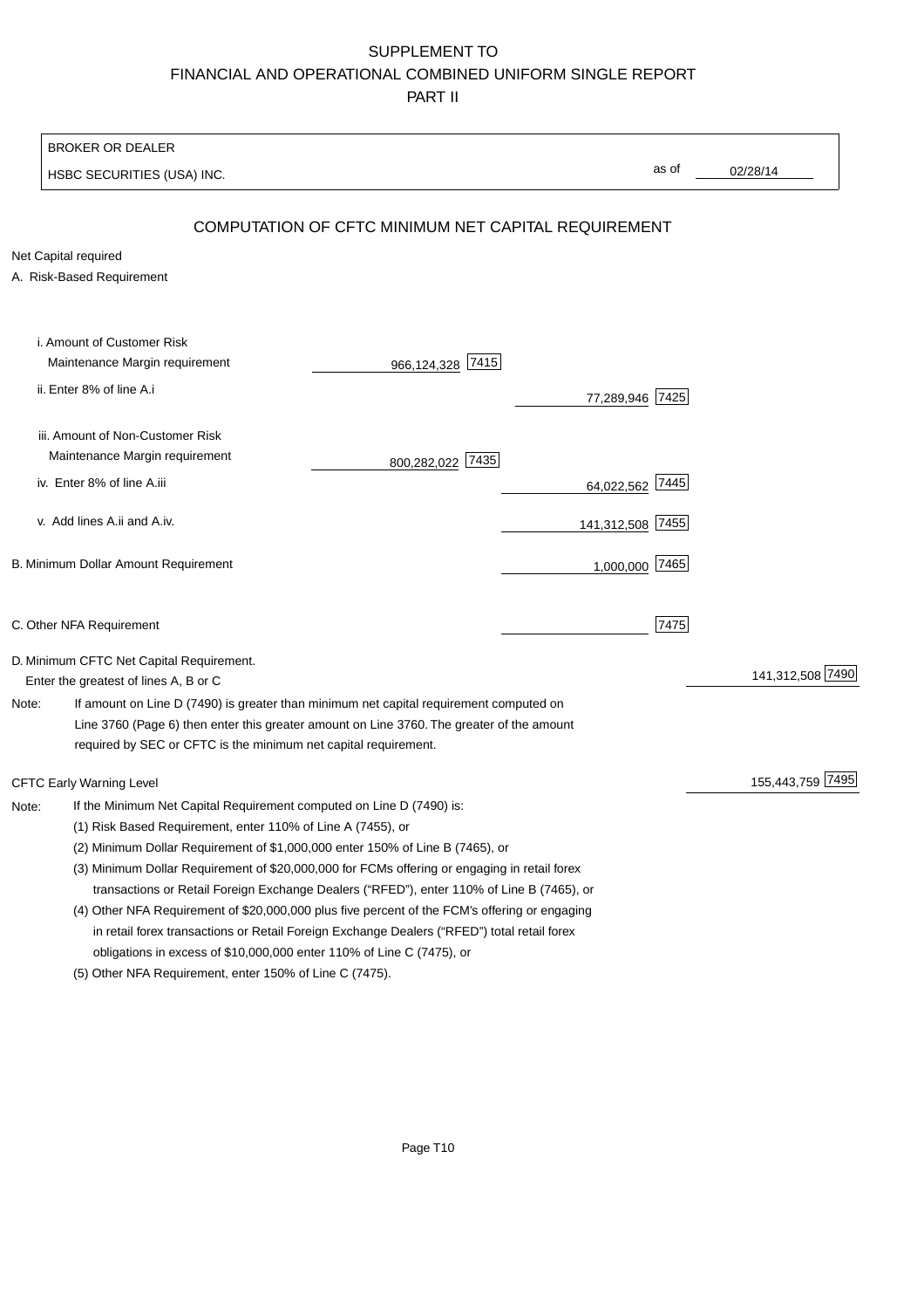# SUPPLEMENT TO
# FINANCIAL AND OPERATIONAL COMBINED UNIFORM SINGLE REPORT
# PART II

| | |
|---|---|
| BROKER OR DEALER | |
| HSBC SECURITIES (USA) INC. | as of 02/28/14 |

## COMPUTATION OF CFTC MINIMUM NET CAPITAL REQUIREMENT

Net Capital required

A. Risk-Based Requirement

| | | | |
|---|---|---|---|
| i. Amount of Customer Risk Maintenance Margin requirement | 966,124,328 [7415] | | |
| ii. Enter 8% of line A.i | | 77,289,946 [7425] | |
| iii. Amount of Non-Customer Risk Maintenance Margin requirement | 800,282,022 [7435] | | |
| iv. Enter 8% of line A.iii | | 64,022,562 [7445] | |
| v. Add lines A.ii and A.iv. | | 141,312,508 [7455] | |
| B. Minimum Dollar Amount Requirement | | 1,000,000 [7465] | |
| C. Other NFA Requirement | | [7475] | |
| D. Minimum CFTC Net Capital Requirement. Enter the greatest of lines A, B or C | | | 141,312,508 [7490] |

Note: If amount on Line D (7490) is greater than minimum net capital requirement computed on Line 3760 (Page 6) then enter this greater amount on Line 3760. The greater of the amount required by SEC or CFTC is the minimum net capital requirement.

CFTC Early Warning Level 155,443,759 [7495]

Note: If the Minimum Net Capital Requirement computed on Line D (7490) is:

(1) Risk Based Requirement, enter 110% of Line A (7455), or

(2) Minimum Dollar Requirement of $1,000,000 enter 150% of Line B (7465), or

(3) Minimum Dollar Requirement of $20,000,000 for FCMs offering or engaging in retail forex transactions or Retail Foreign Exchange Dealers ("RFED"), enter 110% of Line B (7465), or

(4) Other NFA Requirement of $20,000,000 plus five percent of the FCM's offering or engaging in retail forex transactions or Retail Foreign Exchange Dealers ("RFED") total retail forex obligations in excess of $10,000,000 enter 110% of Line C (7475), or

(5) Other NFA Requirement, enter 150% of Line C (7475).